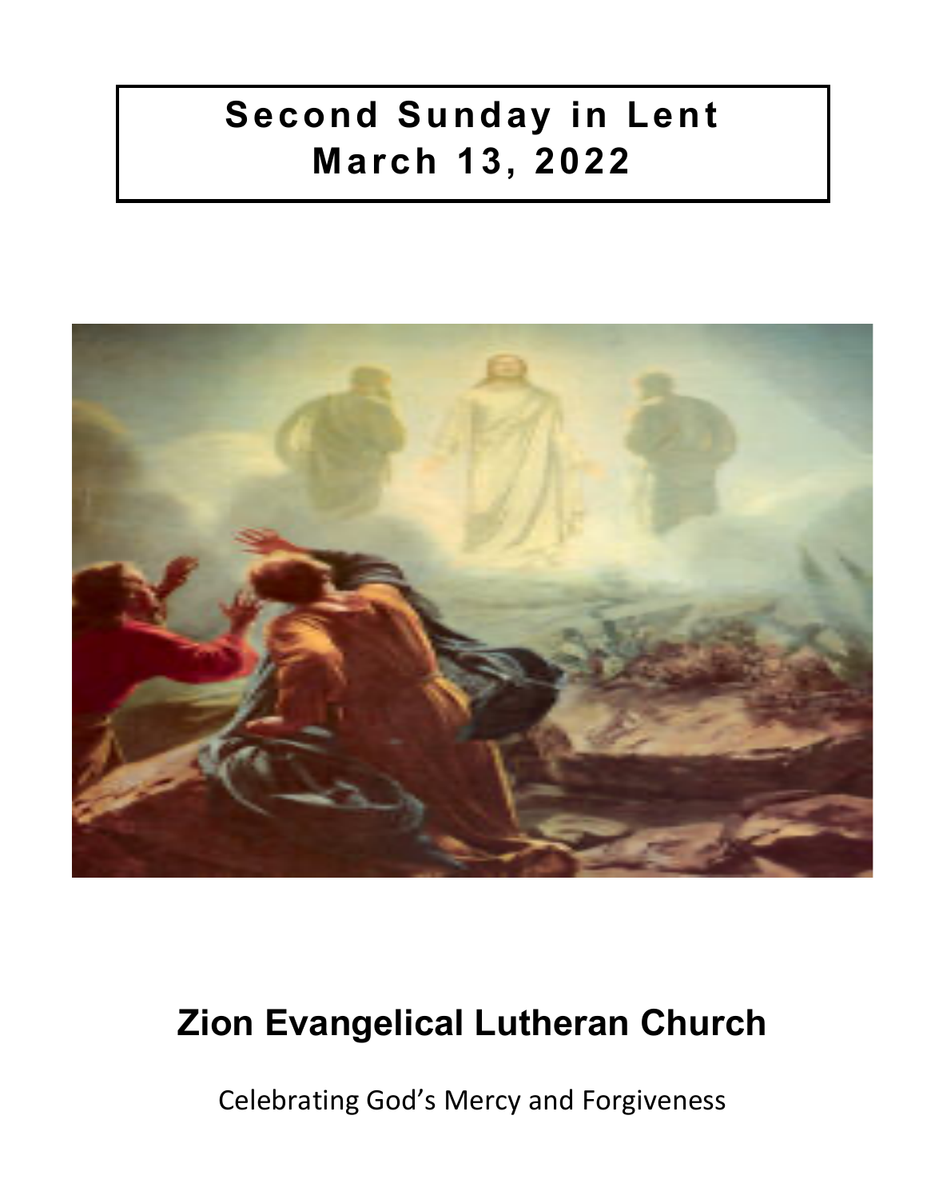# Second Sunday in Lent
# March 13, 2022

## Zion Evangelical Lutheran Church

Celebrating God's Mercy and Forgiveness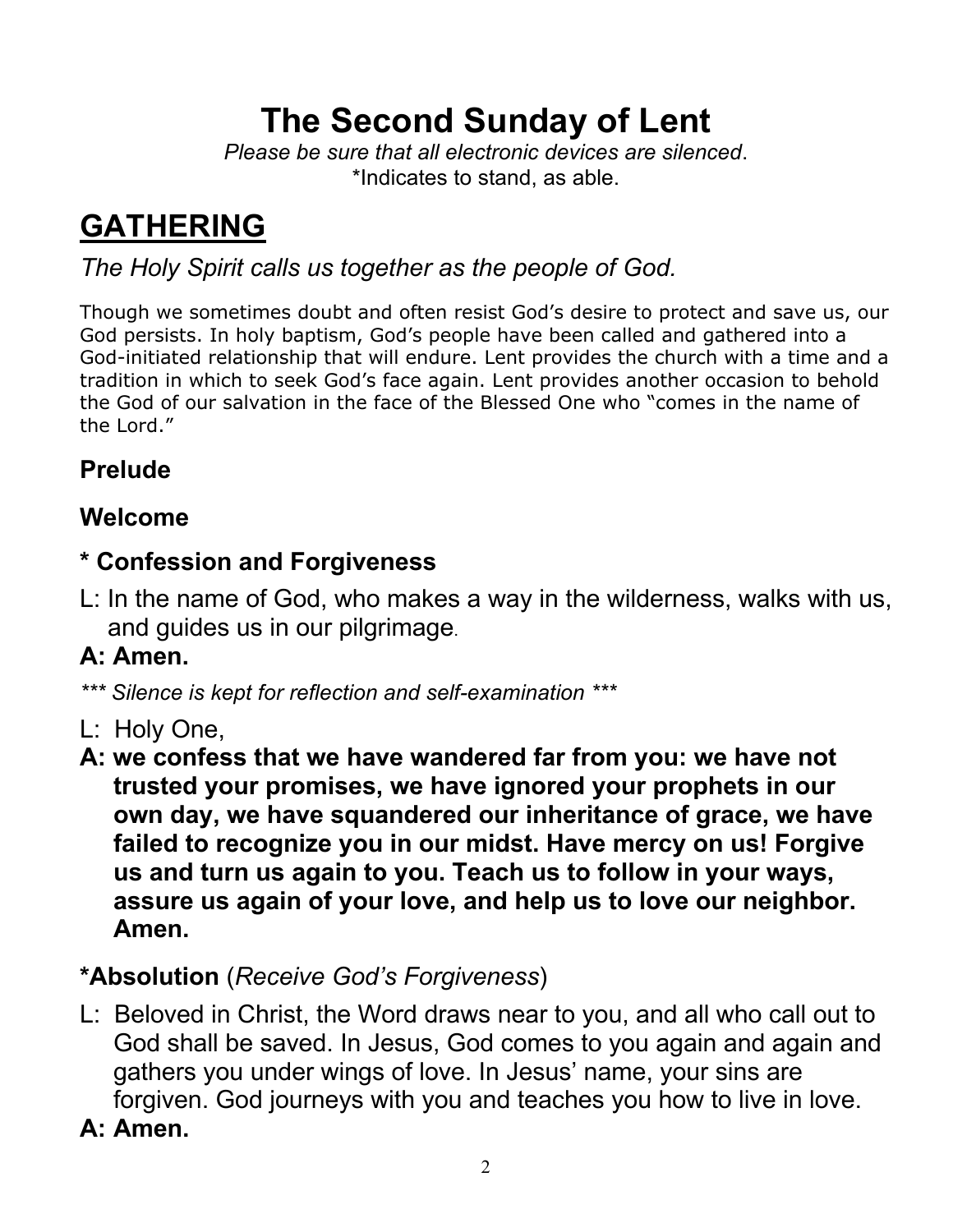# The Second Sunday of Lent

*Please be sure that all electronic devices are silenced*.
*Indicates to stand, as able.

## GATHERING

*The Holy Spirit calls us together as the people of God.*

Though we sometimes doubt and often resist God's desire to protect and save us, our God persists. In holy baptism, God's people have been called and gathered into a God-initiated relationship that will endure. Lent provides the church with a time and a tradition in which to seek God's face again. Lent provides another occasion to behold the God of our salvation in the face of the Blessed One who "comes in the name of the Lord."

### Prelude

### Welcome

### * Confession and Forgiveness

L: In the name of God, who makes a way in the wilderness, walks with us, and guides us in our pilgrimage.

**A: Amen.**

*\*\*\* Silence is kept for reflection and self-examination \*\*\**

L: Holy One,

**A: we confess that we have wandered far from you: we have not trusted your promises, we have ignored your prophets in our own day, we have squandered our inheritance of grace, we have failed to recognize you in our midst. Have mercy on us! Forgive us and turn us again to you. Teach us to follow in your ways, assure us again of your love, and help us to love our neighbor. Amen.**

### *Absolution (*Receive God's Forgiveness*)

L: Beloved in Christ, the Word draws near to you, and all who call out to God shall be saved. In Jesus, God comes to you again and again and gathers you under wings of love. In Jesus' name, your sins are forgiven. God journeys with you and teaches you how to live in love.

**A: Amen.**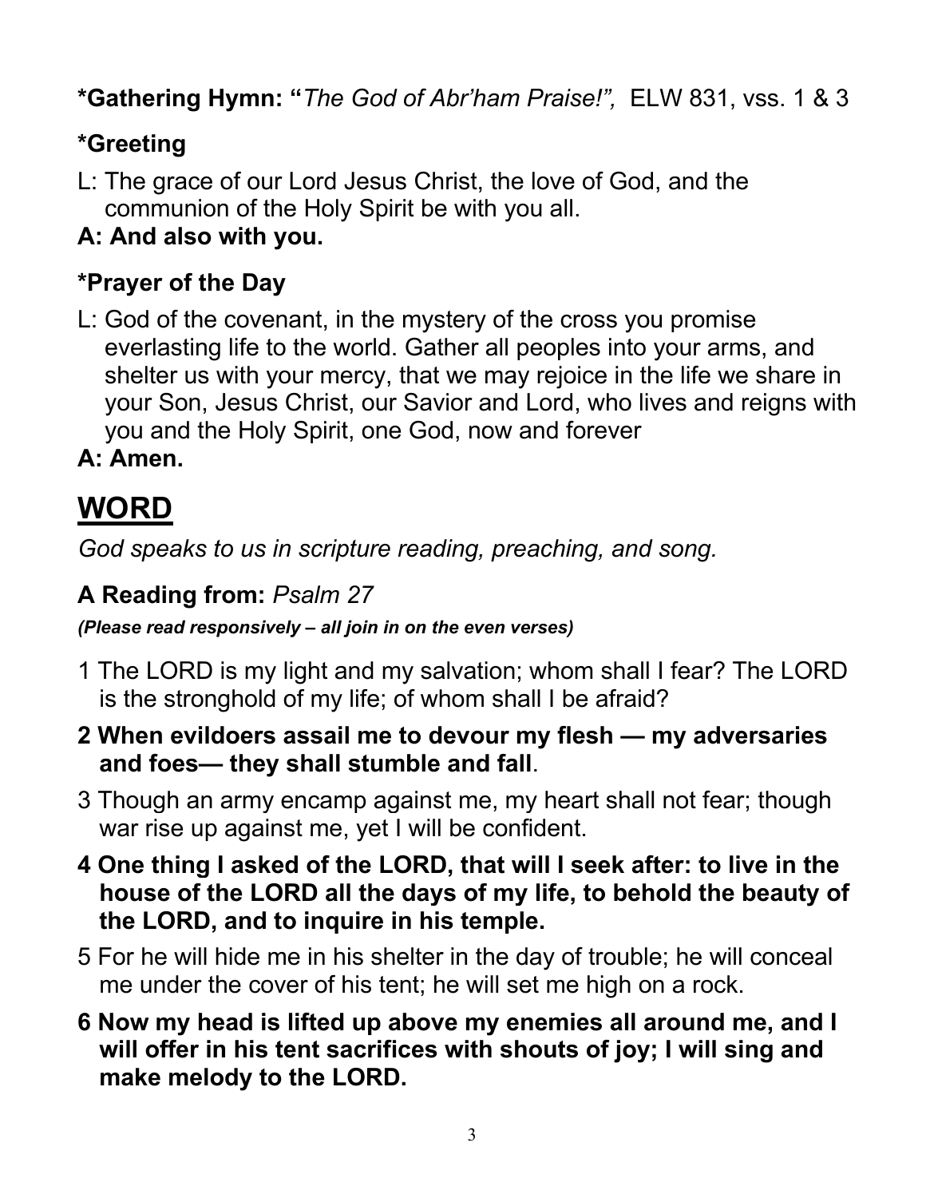**\*Gathering Hymn: "***The God of Abr'ham Praise!",* ELW 831, vss. 1 & 3

**\*Greeting**

L: The grace of our Lord Jesus Christ, the love of God, and the communion of the Holy Spirit be with you all.

**A: And also with you.**

**\*Prayer of the Day**

L: God of the covenant, in the mystery of the cross you promise everlasting life to the world. Gather all peoples into your arms, and shelter us with your mercy, that we may rejoice in the life we share in your Son, Jesus Christ, our Savior and Lord, who lives and reigns with you and the Holy Spirit, one God, now and forever

**A: Amen.**

# WORD

*God speaks to us in scripture reading, preaching, and song.*

**A Reading from:** *Psalm 27*

***(Please read responsively – all join in on the even verses)***

1 The LORD is my light and my salvation; whom shall I fear? The LORD is the stronghold of my life; of whom shall I be afraid?

**2 When evildoers assail me to devour my flesh — my adversaries and foes— they shall stumble and fall**.

3 Though an army encamp against me, my heart shall not fear; though war rise up against me, yet I will be confident.

**4 One thing I asked of the LORD, that will I seek after: to live in the house of the LORD all the days of my life, to behold the beauty of the LORD, and to inquire in his temple.**

5 For he will hide me in his shelter in the day of trouble; he will conceal me under the cover of his tent; he will set me high on a rock.

**6 Now my head is lifted up above my enemies all around me, and I will offer in his tent sacrifices with shouts of joy; I will sing and make melody to the LORD.**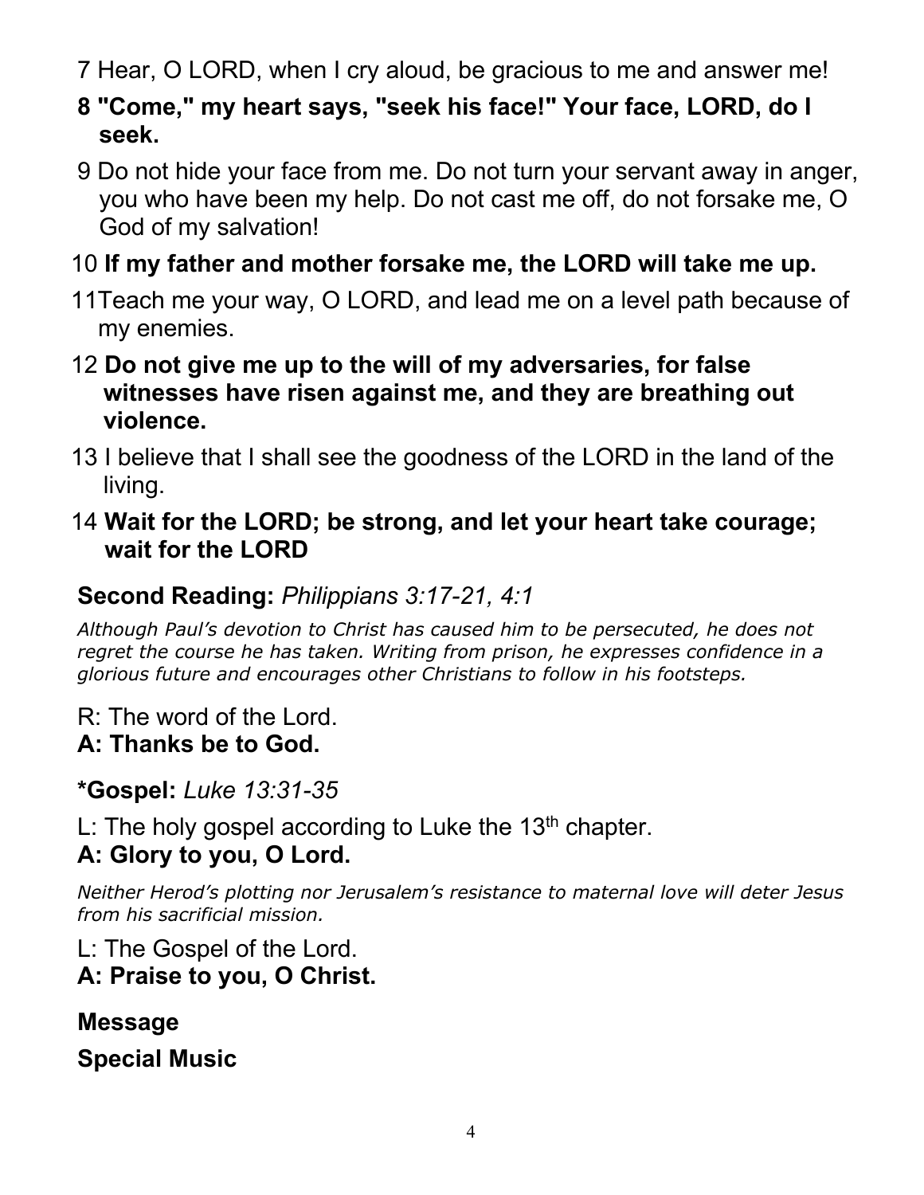7 Hear, O LORD, when I cry aloud, be gracious to me and answer me!

**8 "Come," my heart says, "seek his face!" Your face, LORD, do I seek.**

9 Do not hide your face from me. Do not turn your servant away in anger, you who have been my help. Do not cast me off, do not forsake me, O God of my salvation!

10 **If my father and mother forsake me, the LORD will take me up.**

11Teach me your way, O LORD, and lead me on a level path because of my enemies.

12 **Do not give me up to the will of my adversaries, for false witnesses have risen against me, and they are breathing out violence.**

13 I believe that I shall see the goodness of the LORD in the land of the living.

14 **Wait for the LORD; be strong, and let your heart take courage; wait for the LORD**

**Second Reading:** *Philippians 3:17-21, 4:1*

*Although Paul's devotion to Christ has caused him to be persecuted, he does not regret the course he has taken. Writing from prison, he expresses confidence in a glorious future and encourages other Christians to follow in his footsteps.*

R: The word of the Lord.
**A: Thanks be to God.**

***Gospel:** *Luke 13:31-35*

L: The holy gospel according to Luke the 13th chapter.
**A: Glory to you, O Lord.**

*Neither Herod's plotting nor Jerusalem's resistance to maternal love will deter Jesus from his sacrificial mission.*

L: The Gospel of the Lord.
**A: Praise to you, O Christ.**

**Message**

**Special Music**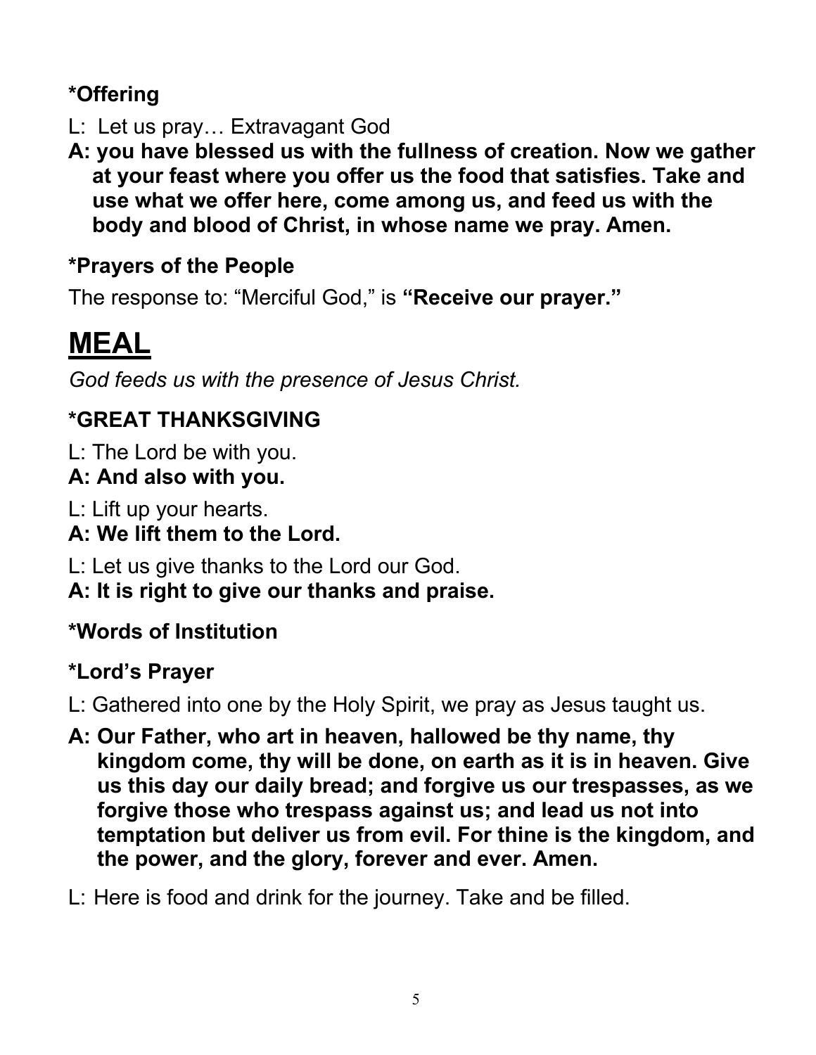### *Offering

L: Let us pray… Extravagant God

**A: you have blessed us with the fullness of creation. Now we gather at your feast where you offer us the food that satisfies. Take and use what we offer here, come among us, and feed us with the body and blood of Christ, in whose name we pray. Amen.**

### *Prayers of the People

The response to: "Merciful God," is **"Receive our prayer."**

# MEAL

*God feeds us with the presence of Jesus Christ.*

### *GREAT THANKSGIVING

L: The Lord be with you.

**A: And also with you.**

L: Lift up your hearts.

**A: We lift them to the Lord.**

L: Let us give thanks to the Lord our God.

**A: It is right to give our thanks and praise.**

### *Words of Institution

### *Lord's Prayer

L: Gathered into one by the Holy Spirit, we pray as Jesus taught us.

**A: Our Father, who art in heaven, hallowed be thy name, thy kingdom come, thy will be done, on earth as it is in heaven. Give us this day our daily bread; and forgive us our trespasses, as we forgive those who trespass against us; and lead us not into temptation but deliver us from evil. For thine is the kingdom, and the power, and the glory, forever and ever. Amen.**

L: Here is food and drink for the journey. Take and be filled.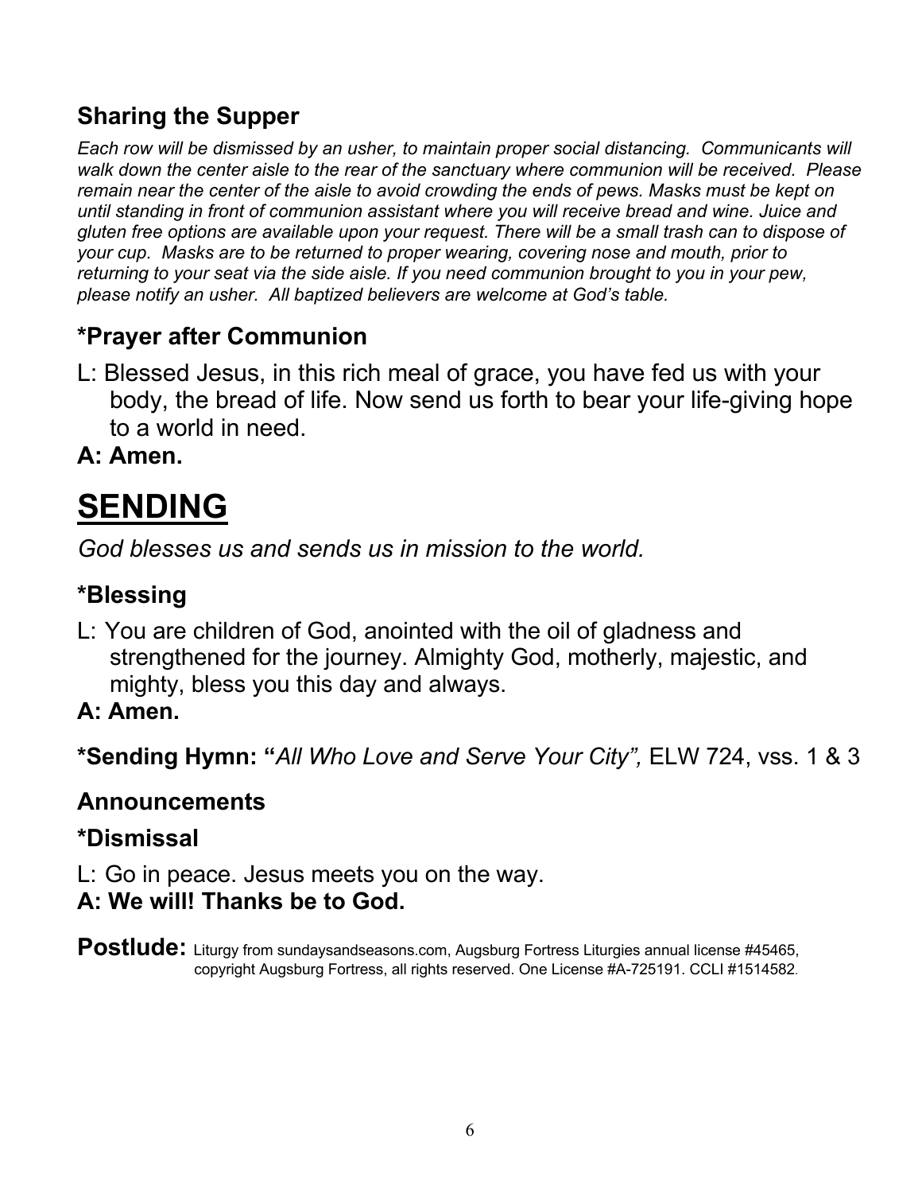## Sharing the Supper

*Each row will be dismissed by an usher, to maintain proper social distancing. Communicants will walk down the center aisle to the rear of the sanctuary where communion will be received. Please remain near the center of the aisle to avoid crowding the ends of pews. Masks must be kept on until standing in front of communion assistant where you will receive bread and wine. Juice and gluten free options are available upon your request. There will be a small trash can to dispose of your cup. Masks are to be returned to proper wearing, covering nose and mouth, prior to returning to your seat via the side aisle. If you need communion brought to you in your pew, please notify an usher. All baptized believers are welcome at God's table.*

## *Prayer after Communion

L: Blessed Jesus, in this rich meal of grace, you have fed us with your body, the bread of life. Now send us forth to bear your life-giving hope to a world in need.

**A: Amen.**

# SENDING

*God blesses us and sends us in mission to the world.*

## *Blessing

L: You are children of God, anointed with the oil of gladness and strengthened for the journey. Almighty God, motherly, majestic, and mighty, bless you this day and always.

**A: Amen.**

**\*Sending Hymn: "***All Who Love and Serve Your City",* ELW 724, vss. 1 & 3

## Announcements

## *Dismissal

L: Go in peace. Jesus meets you on the way.

**A: We will! Thanks be to God.**

**Postlude:** Liturgy from sundaysandseasons.com, Augsburg Fortress Liturgies annual license #45465, copyright Augsburg Fortress, all rights reserved. One License #A-725191. CCLI #1514582.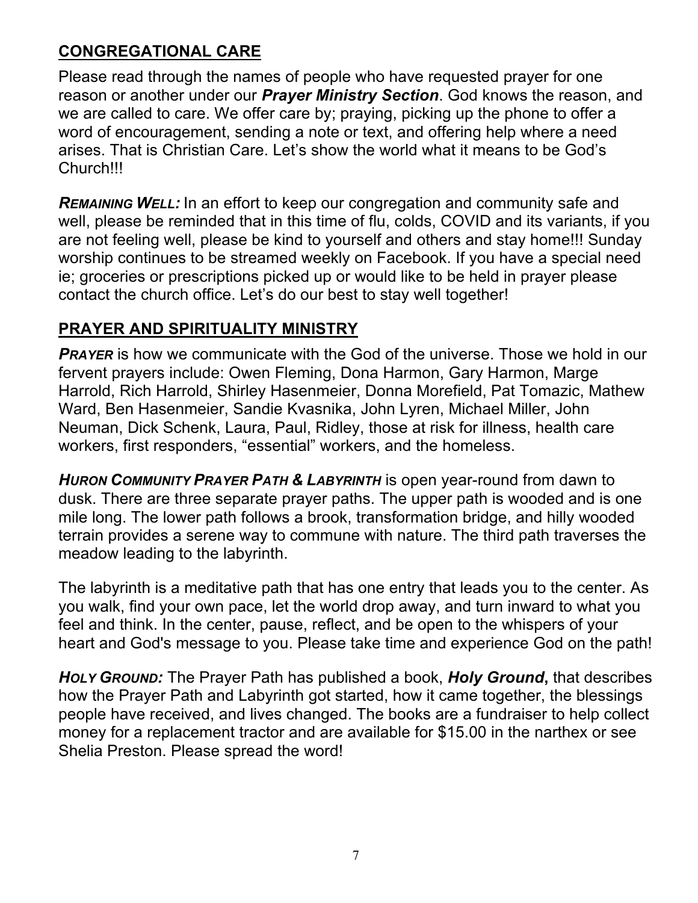## CONGREGATIONAL CARE

Please read through the names of people who have requested prayer for one reason or another under our ***Prayer Ministry Section***. God knows the reason, and we are called to care. We offer care by; praying, picking up the phone to offer a word of encouragement, sending a note or text, and offering help where a need arises. That is Christian Care. Let's show the world what it means to be God's Church!!!

***REMAINING WELL:*** In an effort to keep our congregation and community safe and well, please be reminded that in this time of flu, colds, COVID and its variants, if you are not feeling well, please be kind to yourself and others and stay home!!! Sunday worship continues to be streamed weekly on Facebook. If you have a special need ie; groceries or prescriptions picked up or would like to be held in prayer please contact the church office. Let's do our best to stay well together!

## PRAYER AND SPIRITUALITY MINISTRY

***PRAYER*** is how we communicate with the God of the universe. Those we hold in our fervent prayers include: Owen Fleming, Dona Harmon, Gary Harmon, Marge Harrold, Rich Harrold, Shirley Hasenmeier, Donna Morefield, Pat Tomazic, Mathew Ward, Ben Hasenmeier, Sandie Kvasnika, John Lyren, Michael Miller, John Neuman, Dick Schenk, Laura, Paul, Ridley, those at risk for illness, health care workers, first responders, "essential" workers, and the homeless.

***HURON COMMUNITY PRAYER PATH & LABYRINTH*** is open year-round from dawn to dusk. There are three separate prayer paths. The upper path is wooded and is one mile long. The lower path follows a brook, transformation bridge, and hilly wooded terrain provides a serene way to commune with nature. The third path traverses the meadow leading to the labyrinth.

The labyrinth is a meditative path that has one entry that leads you to the center. As you walk, find your own pace, let the world drop away, and turn inward to what you feel and think. In the center, pause, reflect, and be open to the whispers of your heart and God's message to you. Please take time and experience God on the path!

***HOLY GROUND:*** The Prayer Path has published a book, ***Holy Ground*****,** that describes how the Prayer Path and Labyrinth got started, how it came together, the blessings people have received, and lives changed. The books are a fundraiser to help collect money for a replacement tractor and are available for $15.00 in the narthex or see Shelia Preston. Please spread the word!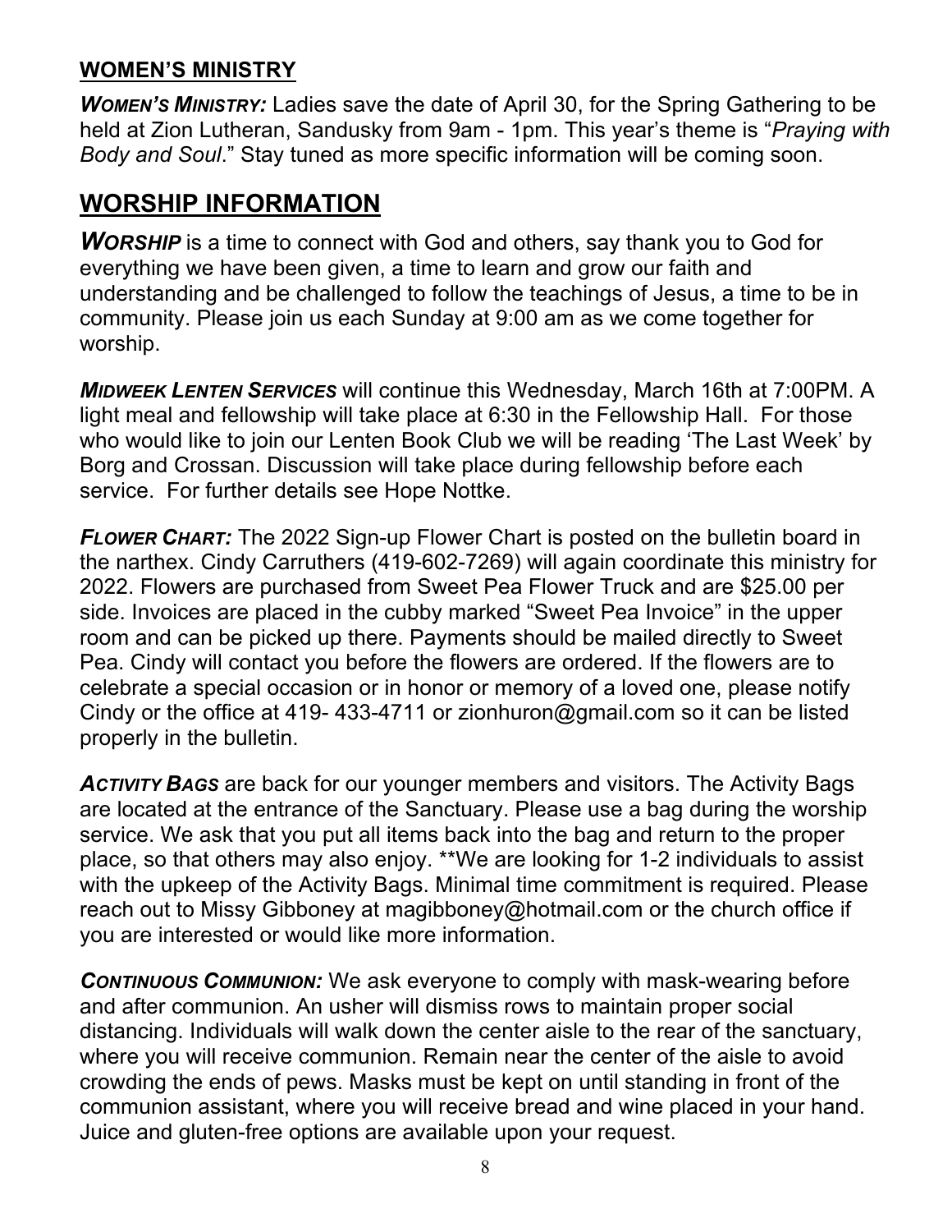### WOMEN'S MINISTRY

***WOMEN'S MINISTRY:*** Ladies save the date of April 30, for the Spring Gathering to be held at Zion Lutheran, Sandusky from 9am - 1pm. This year's theme is "*Praying with Body and Soul*." Stay tuned as more specific information will be coming soon.

## WORSHIP INFORMATION

***WORSHIP*** is a time to connect with God and others, say thank you to God for everything we have been given, a time to learn and grow our faith and understanding and be challenged to follow the teachings of Jesus, a time to be in community. Please join us each Sunday at 9:00 am as we come together for worship.

***MIDWEEK LENTEN SERVICES*** will continue this Wednesday, March 16th at 7:00PM. A light meal and fellowship will take place at 6:30 in the Fellowship Hall. For those who would like to join our Lenten Book Club we will be reading 'The Last Week' by Borg and Crossan. Discussion will take place during fellowship before each service. For further details see Hope Nottke.

***FLOWER CHART:*** The 2022 Sign-up Flower Chart is posted on the bulletin board in the narthex. Cindy Carruthers (419-602-7269) will again coordinate this ministry for 2022. Flowers are purchased from Sweet Pea Flower Truck and are $25.00 per side. Invoices are placed in the cubby marked "Sweet Pea Invoice" in the upper room and can be picked up there. Payments should be mailed directly to Sweet Pea. Cindy will contact you before the flowers are ordered. If the flowers are to celebrate a special occasion or in honor or memory of a loved one, please notify Cindy or the office at 419- 433-4711 or zionhuron@gmail.com so it can be listed properly in the bulletin.

***ACTIVITY BAGS*** are back for our younger members and visitors. The Activity Bags are located at the entrance of the Sanctuary. Please use a bag during the worship service. We ask that you put all items back into the bag and return to the proper place, so that others may also enjoy. **We are looking for 1-2 individuals to assist with the upkeep of the Activity Bags. Minimal time commitment is required. Please reach out to Missy Gibboney at magibboney@hotmail.com or the church office if you are interested or would like more information.

***CONTINUOUS COMMUNION:*** We ask everyone to comply with mask-wearing before and after communion. An usher will dismiss rows to maintain proper social distancing. Individuals will walk down the center aisle to the rear of the sanctuary, where you will receive communion. Remain near the center of the aisle to avoid crowding the ends of pews. Masks must be kept on until standing in front of the communion assistant, where you will receive bread and wine placed in your hand. Juice and gluten-free options are available upon your request.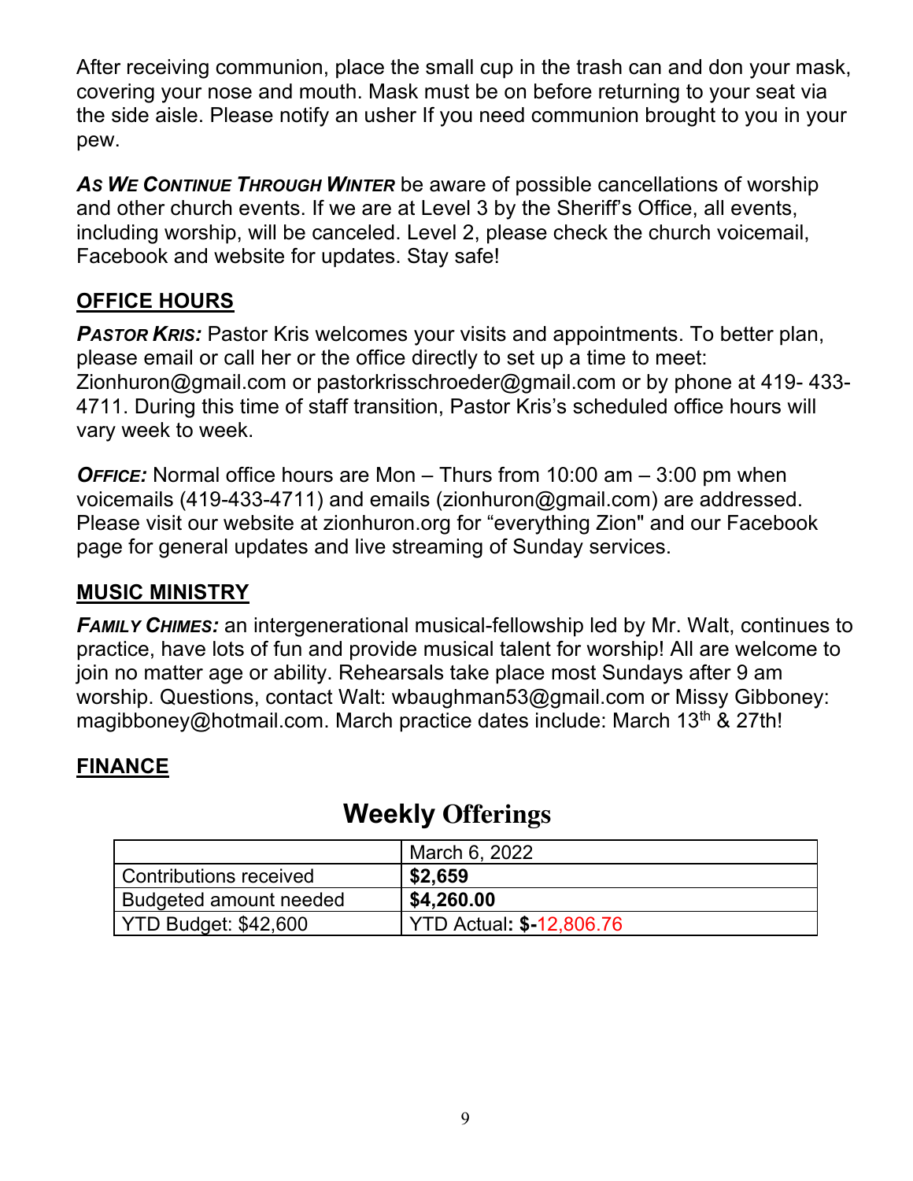After receiving communion, place the small cup in the trash can and don your mask, covering your nose and mouth. Mask must be on before returning to your seat via the side aisle. Please notify an usher If you need communion brought to you in your pew.

***AS WE CONTINUE THROUGH WINTER*** be aware of possible cancellations of worship and other church events. If we are at Level 3 by the Sheriff's Office, all events, including worship, will be canceled. Level 2, please check the church voicemail, Facebook and website for updates. Stay safe!

## OFFICE HOURS

***PASTOR KRIS:*** Pastor Kris welcomes your visits and appointments. To better plan, please email or call her or the office directly to set up a time to meet: Zionhuron@gmail.com or pastorkrisschroeder@gmail.com or by phone at 419- 433-4711. During this time of staff transition, Pastor Kris's scheduled office hours will vary week to week.

***OFFICE:*** Normal office hours are Mon – Thurs from 10:00 am – 3:00 pm when voicemails (419-433-4711) and emails (zionhuron@gmail.com) are addressed. Please visit our website at zionhuron.org for "everything Zion" and our Facebook page for general updates and live streaming of Sunday services.

## MUSIC MINISTRY

***FAMILY CHIMES:*** an intergenerational musical-fellowship led by Mr. Walt, continues to practice, have lots of fun and provide musical talent for worship! All are welcome to join no matter age or ability. Rehearsals take place most Sundays after 9 am worship. Questions, contact Walt: wbaughman53@gmail.com or Missy Gibboney: magibboney@hotmail.com. March practice dates include: March 13th & 27th!

## FINANCE

### Weekly Offerings

| | March 6, 2022 |
|---|---|
| Contributions received | **$2,659** |
| Budgeted amount needed | **$4,260.00** |
| YTD Budget: $42,600 | YTD Actual**: $-**12,806.76 |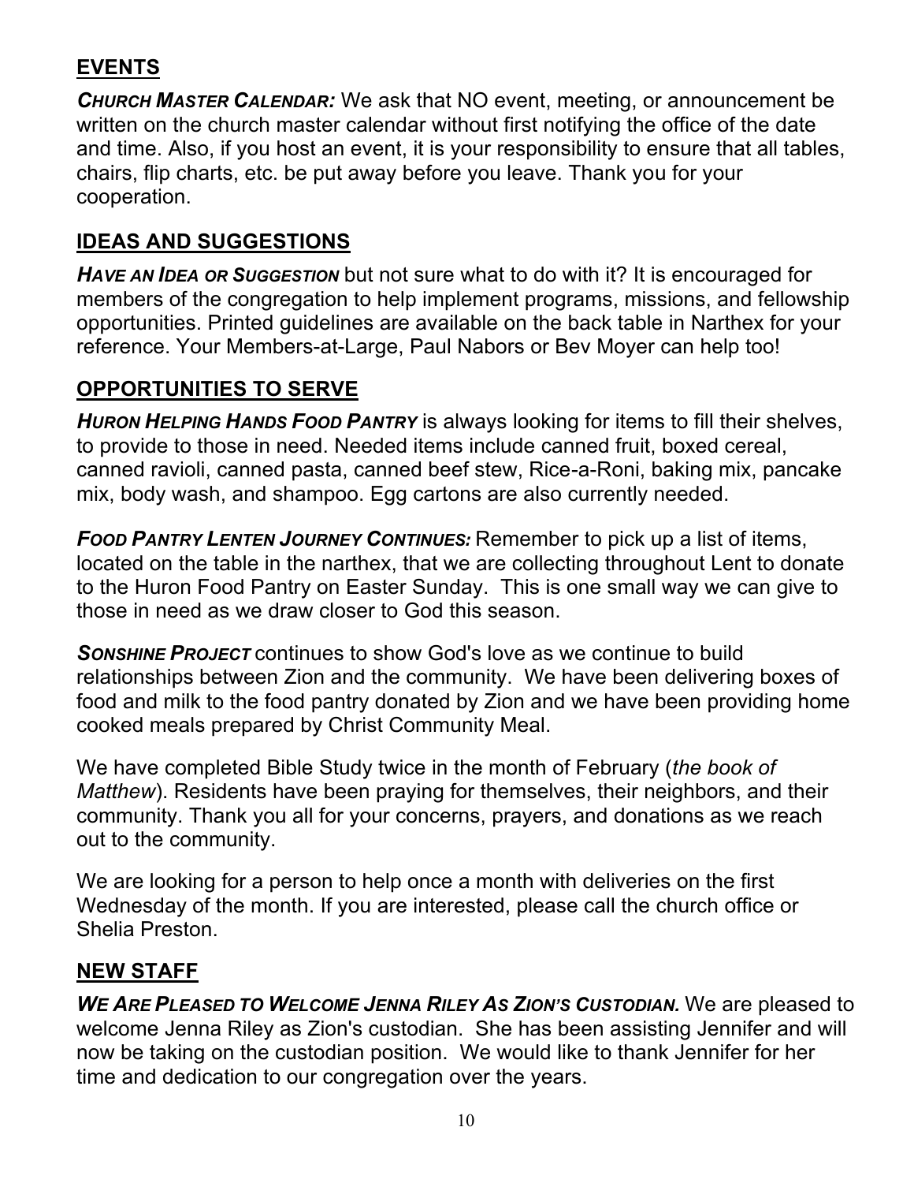## EVENTS

***Church Master Calendar:*** We ask that NO event, meeting, or announcement be written on the church master calendar without first notifying the office of the date and time. Also, if you host an event, it is your responsibility to ensure that all tables, chairs, flip charts, etc. be put away before you leave. Thank you for your cooperation.

## IDEAS AND SUGGESTIONS

***Have an Idea or Suggestion*** but not sure what to do with it? It is encouraged for members of the congregation to help implement programs, missions, and fellowship opportunities. Printed guidelines are available on the back table in Narthex for your reference. Your Members-at-Large, Paul Nabors or Bev Moyer can help too!

## OPPORTUNITIES TO SERVE

***Huron Helping Hands Food Pantry*** is always looking for items to fill their shelves, to provide to those in need. Needed items include canned fruit, boxed cereal, canned ravioli, canned pasta, canned beef stew, Rice-a-Roni, baking mix, pancake mix, body wash, and shampoo. Egg cartons are also currently needed.

***Food Pantry Lenten Journey Continues:*** Remember to pick up a list of items, located on the table in the narthex, that we are collecting throughout Lent to donate to the Huron Food Pantry on Easter Sunday. This is one small way we can give to those in need as we draw closer to God this season.

***Sonshine Project*** continues to show God's love as we continue to build relationships between Zion and the community. We have been delivering boxes of food and milk to the food pantry donated by Zion and we have been providing home cooked meals prepared by Christ Community Meal.

We have completed Bible Study twice in the month of February (*the book of Matthew*). Residents have been praying for themselves, their neighbors, and their community. Thank you all for your concerns, prayers, and donations as we reach out to the community.

We are looking for a person to help once a month with deliveries on the first Wednesday of the month. If you are interested, please call the church office or Shelia Preston.

## NEW STAFF

***We Are Pleased to Welcome Jenna Riley As Zion's Custodian.*** We are pleased to welcome Jenna Riley as Zion's custodian. She has been assisting Jennifer and will now be taking on the custodian position. We would like to thank Jennifer for her time and dedication to our congregation over the years.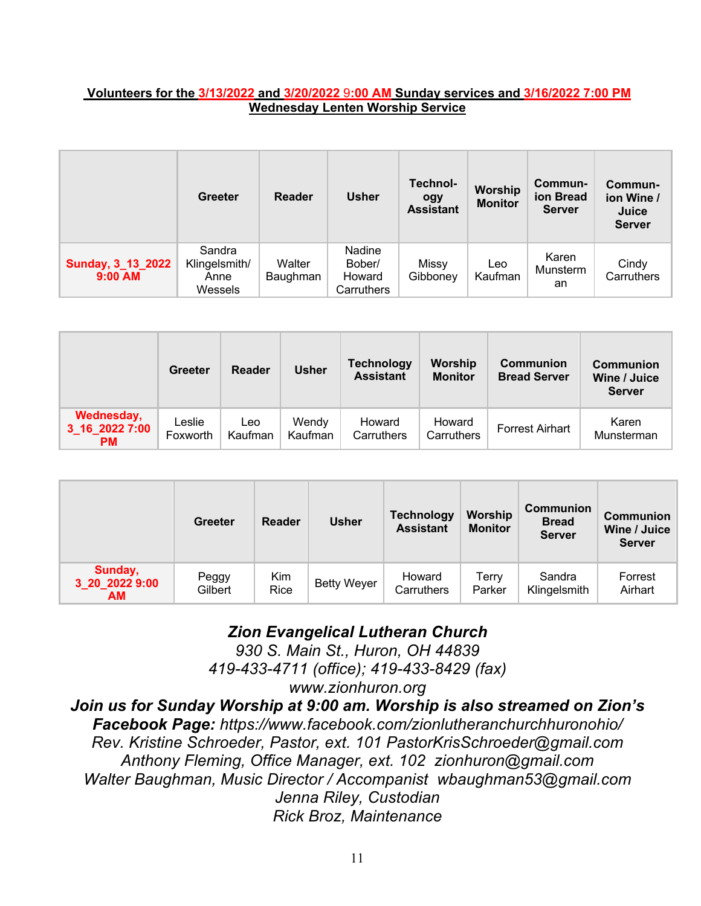**Volunteers for the 3/13/2022 and 3/20/2022 9:00 AM Sunday services and 3/16/2022 7:00 PM Wednesday Lenten Worship Service**

| | Greeter | Reader | Usher | Technology Assistant | Worship Monitor | Communion Bread Server | Communion Wine / Juice Server |
|---|---|---|---|---|---|---|---|
| **Sunday, 3_13_2022 9:00 AM** | Sandra Klingelsmith/ Anne Wessels | Walter Baughman | Nadine Bober/ Howard Carruthers | Missy Gibboney | Leo Kaufman | Karen Munsterman | Cindy Carruthers |

| | Greeter | Reader | Usher | Technology Assistant | Worship Monitor | Communion Bread Server | Communion Wine / Juice Server |
|---|---|---|---|---|---|---|---|
| **Wednesday, 3_16_2022 7:00 PM** | Leslie Foxworth | Leo Kaufman | Wendy Kaufman | Howard Carruthers | Howard Carruthers | Forrest Airhart | Karen Munsterman |

| | Greeter | Reader | Usher | Technology Assistant | Worship Monitor | Communion Bread Server | Communion Wine / Juice Server |
|---|---|---|---|---|---|---|---|
| **Sunday, 3_20_2022 9:00 AM** | Peggy Gilbert | Kim Rice | Betty Weyer | Howard Carruthers | Terry Parker | Sandra Klingelsmith | Forrest Airhart |

***Zion Evangelical Lutheran Church***
*930 S. Main St., Huron, OH 44839*
*419-433-4711 (office); 419-433-8429 (fax)*
*www.zionhuron.org*
***Join us for Sunday Worship at 9:00 am. Worship is also streamed on Zion's Facebook Page:*** *https://www.facebook.com/zionlutheranchurchhuronohio/*
*Rev. Kristine Schroeder, Pastor, ext. 101 PastorKrisSchroeder@gmail.com*
*Anthony Fleming, Office Manager, ext. 102 zionhuron@gmail.com*
*Walter Baughman, Music Director / Accompanist wbaughman53@gmail.com*
*Jenna Riley, Custodian*
*Rick Broz, Maintenance*